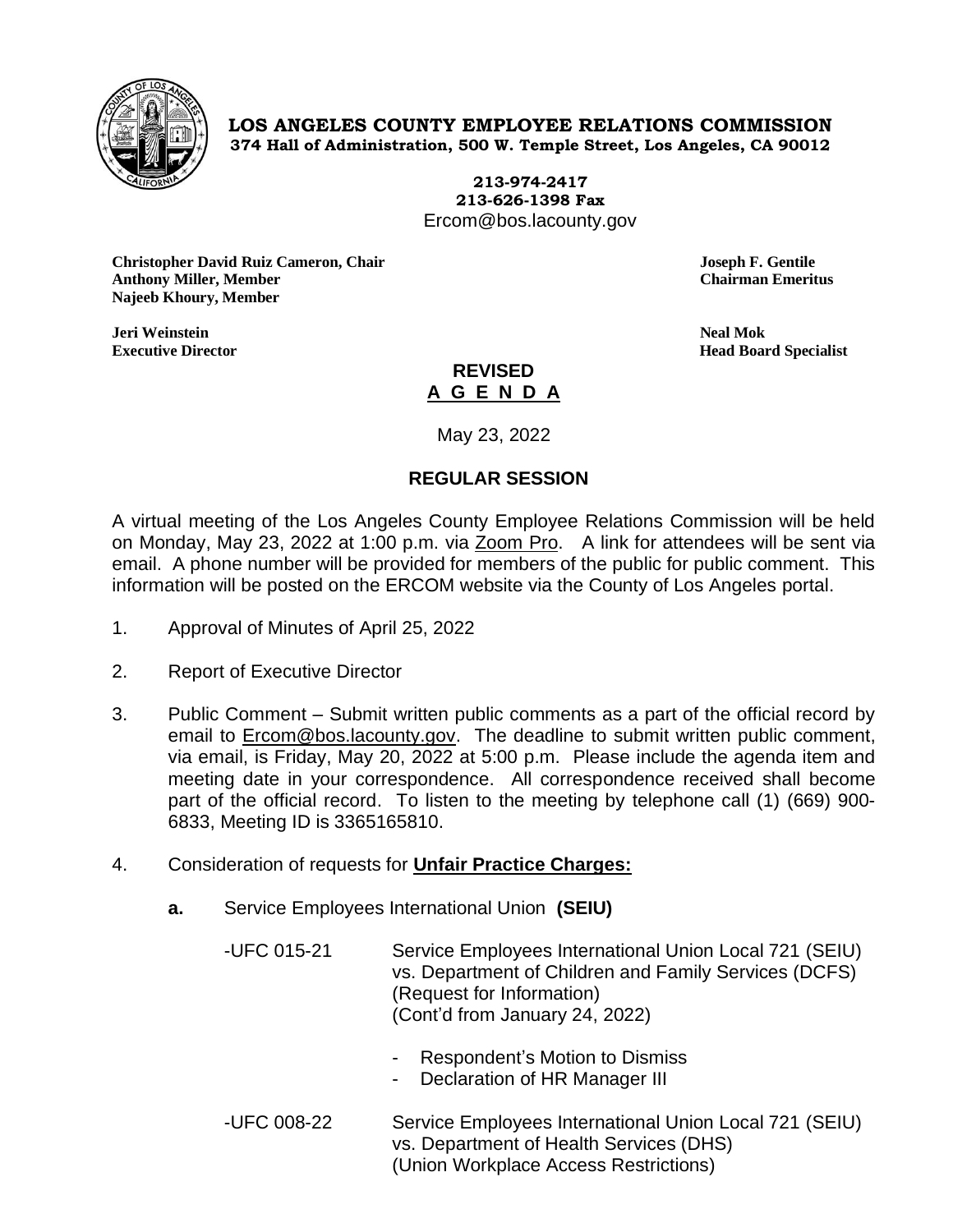**LOS ANGELES COUNTY EMPLOYEE RELATIONS COMMISSION**
**374 Hall of Administration, 500 W. Temple Street, Los Angeles, CA 90012**

**213-974-2417**
**213-626-1398 Fax**
Ercom@bos.lacounty.gov

**Christopher David Ruiz Cameron, Chair**
**Anthony Miller, Member**
**Najeeb Khoury, Member**

**Joseph F. Gentile**
**Chairman Emeritus**

**Jeri Weinstein**
**Executive Director**

**Neal Mok**
**Head Board Specialist**

## REVISED
## A G E N D A

May 23, 2022

### REGULAR SESSION

A virtual meeting of the Los Angeles County Employee Relations Commission will be held on Monday, May 23, 2022 at 1:00 p.m. via Zoom Pro. A link for attendees will be sent via email. A phone number will be provided for members of the public for public comment. This information will be posted on the ERCOM website via the County of Los Angeles portal.

1. Approval of Minutes of April 25, 2022

2. Report of Executive Director

3. Public Comment – Submit written public comments as a part of the official record by email to Ercom@bos.lacounty.gov. The deadline to submit written public comment, via email, is Friday, May 20, 2022 at 5:00 p.m. Please include the agenda item and meeting date in your correspondence. All correspondence received shall become part of the official record. To listen to the meeting by telephone call (1) (669) 900-6833, Meeting ID is 3365165810.

4. Consideration of requests for **Unfair Practice Charges:**

   **a.** Service Employees International Union **(SEIU)**

   -UFC 015-21 Service Employees International Union Local 721 (SEIU) vs. Department of Children and Family Services (DCFS) (Request for Information) (Cont'd from January 24, 2022)

   - Respondent's Motion to Dismiss
   - Declaration of HR Manager III

   -UFC 008-22 Service Employees International Union Local 721 (SEIU) vs. Department of Health Services (DHS) (Union Workplace Access Restrictions)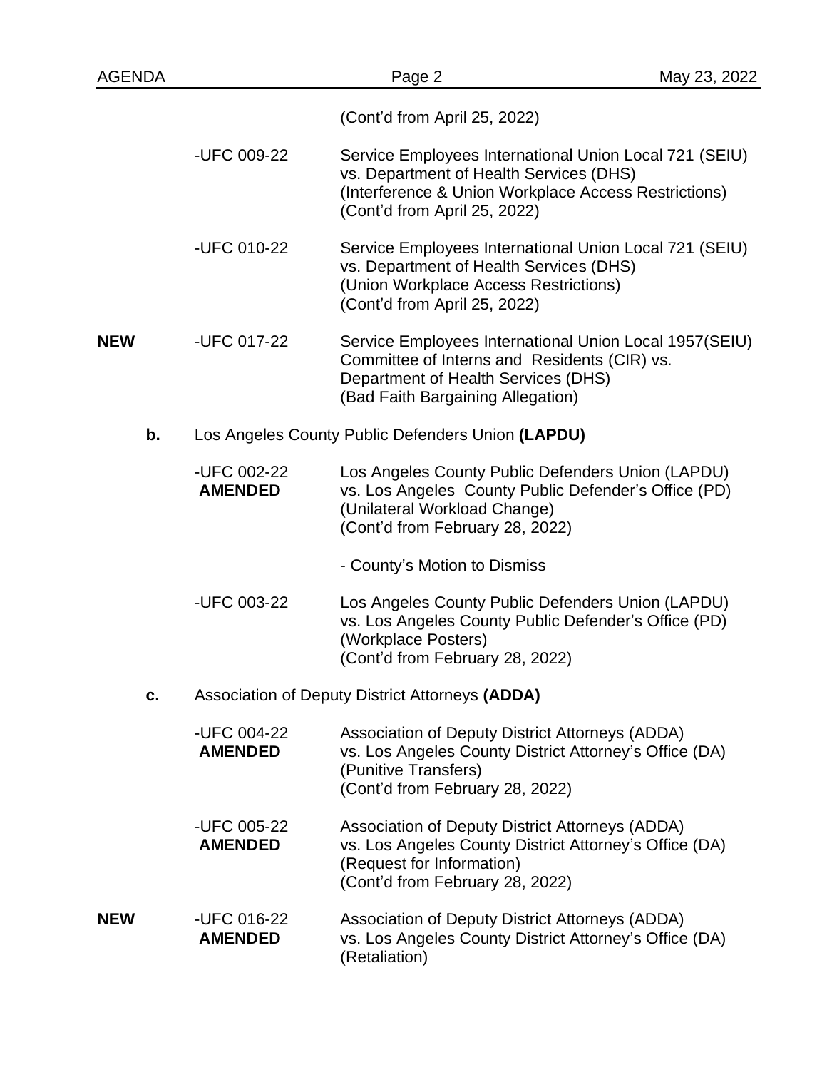(Cont'd from April 25, 2022)

-UFC 009-22 Service Employees International Union Local 721 (SEIU) vs. Department of Health Services (DHS) (Interference & Union Workplace Access Restrictions) (Cont'd from April 25, 2022)

-UFC 010-22 Service Employees International Union Local 721 (SEIU) vs. Department of Health Services (DHS) (Union Workplace Access Restrictions) (Cont'd from April 25, 2022)

**NEW** -UFC 017-22 Service Employees International Union Local 1957(SEIU) Committee of Interns and Residents (CIR) vs. Department of Health Services (DHS) (Bad Faith Bargaining Allegation)

**b.** Los Angeles County Public Defenders Union **(LAPDU)**

-UFC 002-22 **AMENDED** Los Angeles County Public Defenders Union (LAPDU) vs. Los Angeles County Public Defender's Office (PD) (Unilateral Workload Change) (Cont'd from February 28, 2022)

- County's Motion to Dismiss

-UFC 003-22 Los Angeles County Public Defenders Union (LAPDU) vs. Los Angeles County Public Defender's Office (PD) (Workplace Posters) (Cont'd from February 28, 2022)

**c.** Association of Deputy District Attorneys **(ADDA)**

-UFC 004-22 **AMENDED** Association of Deputy District Attorneys (ADDA) vs. Los Angeles County District Attorney's Office (DA) (Punitive Transfers) (Cont'd from February 28, 2022)

-UFC 005-22 **AMENDED** Association of Deputy District Attorneys (ADDA) vs. Los Angeles County District Attorney's Office (DA) (Request for Information) (Cont'd from February 28, 2022)

**NEW** -UFC 016-22 **AMENDED** Association of Deputy District Attorneys (ADDA) vs. Los Angeles County District Attorney's Office (DA) (Retaliation)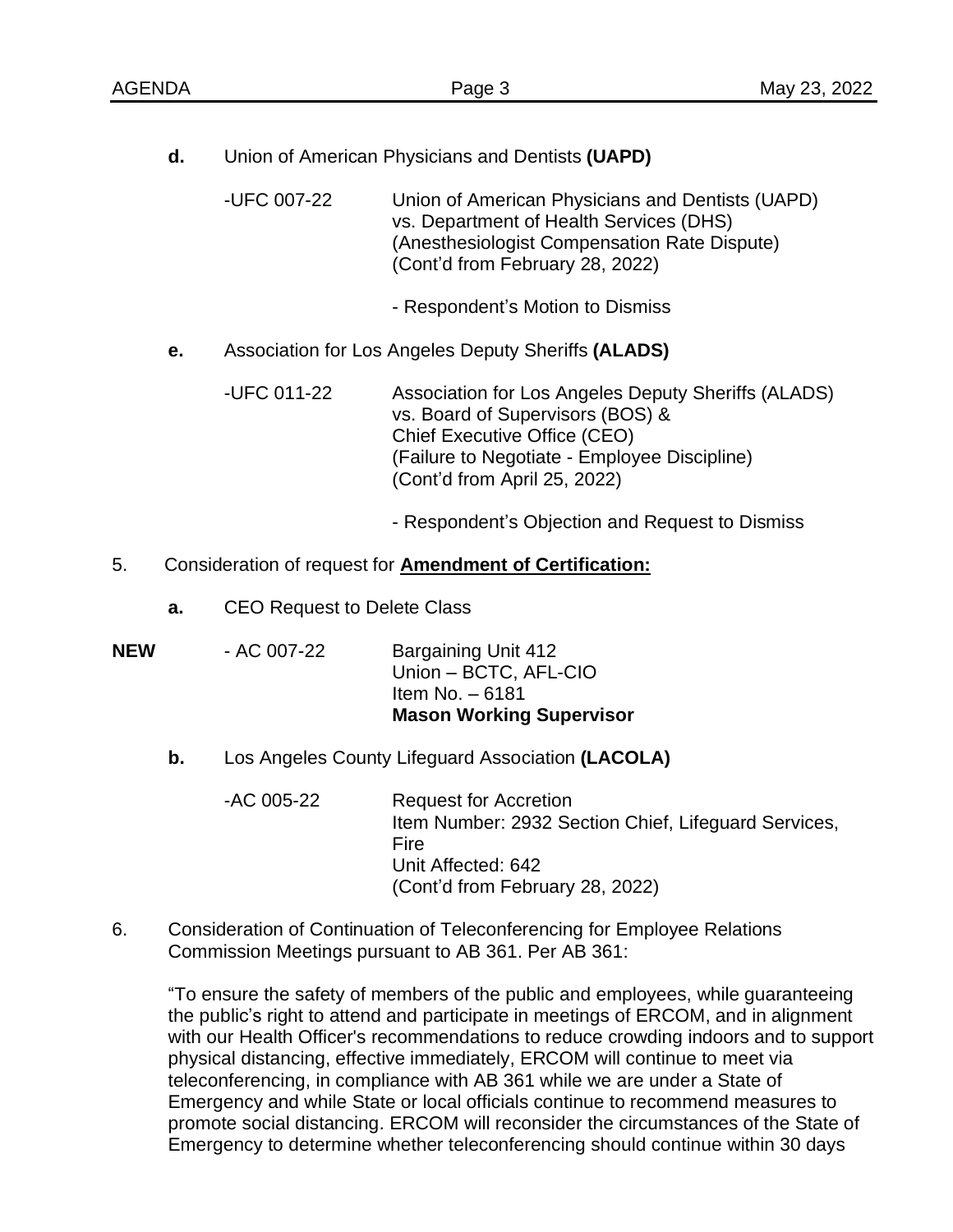**d.** Union of American Physicians and Dentists **(UAPD)**

-UFC 007-22 Union of American Physicians and Dentists (UAPD) vs. Department of Health Services (DHS) (Anesthesiologist Compensation Rate Dispute) (Cont'd from February 28, 2022)

- Respondent's Motion to Dismiss

**e.** Association for Los Angeles Deputy Sheriffs **(ALADS)**

-UFC 011-22 Association for Los Angeles Deputy Sheriffs (ALADS) vs. Board of Supervisors (BOS) & Chief Executive Office (CEO) (Failure to Negotiate - Employee Discipline) (Cont'd from April 25, 2022)

- Respondent's Objection and Request to Dismiss

5. Consideration of request for **Amendment of Certification:**

**a.** CEO Request to Delete Class

**NEW** - AC 007-22 Bargaining Unit 412
Union – BCTC, AFL-CIO
Item No. – 6181
**Mason Working Supervisor**

**b.** Los Angeles County Lifeguard Association **(LACOLA)**

-AC 005-22 Request for Accretion
Item Number: 2932 Section Chief, Lifeguard Services, Fire
Unit Affected: 642
(Cont'd from February 28, 2022)

6. Consideration of Continuation of Teleconferencing for Employee Relations Commission Meetings pursuant to AB 361. Per AB 361:

"To ensure the safety of members of the public and employees, while guaranteeing the public's right to attend and participate in meetings of ERCOM, and in alignment with our Health Officer's recommendations to reduce crowding indoors and to support physical distancing, effective immediately, ERCOM will continue to meet via teleconferencing, in compliance with AB 361 while we are under a State of Emergency and while State or local officials continue to recommend measures to promote social distancing. ERCOM will reconsider the circumstances of the State of Emergency to determine whether teleconferencing should continue within 30 days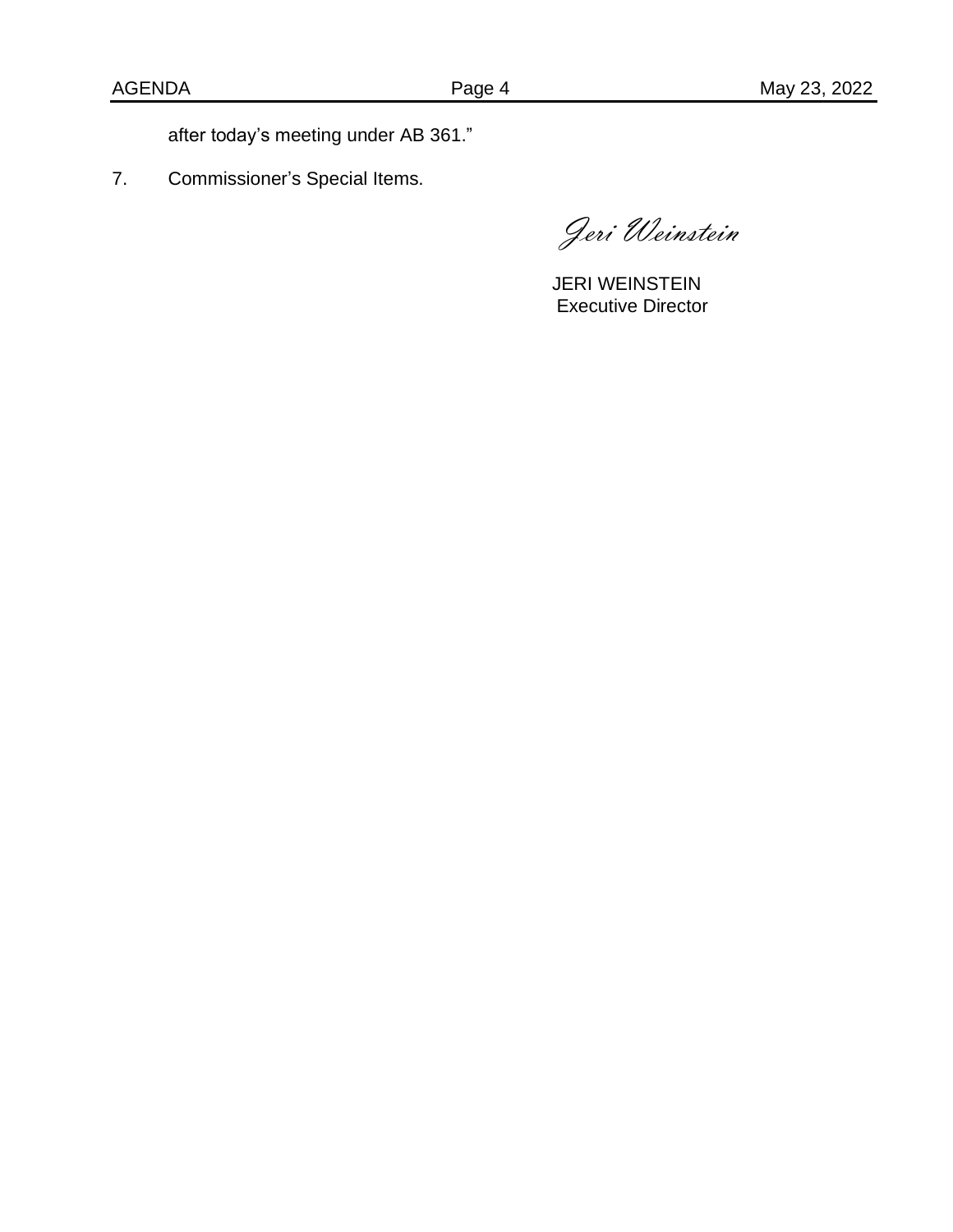after today's meeting under AB 361."

7. Commissioner's Special Items.

*Jeri Weinstein*

JERI WEINSTEIN
Executive Director